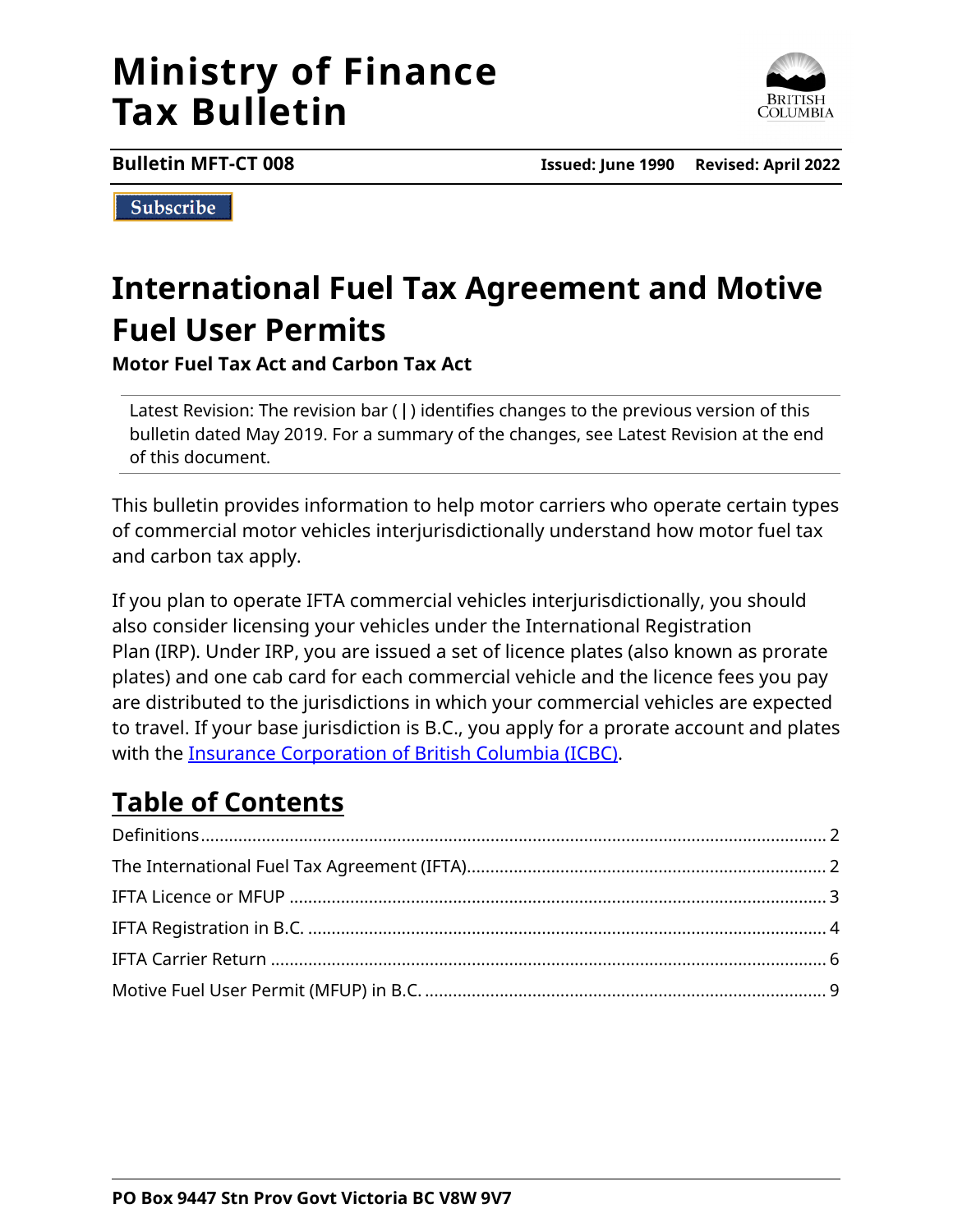# Ministry of Finance
# Tax Bulletin

**Bulletin MFT-CT 008** **Issued: June 1990** **Revised: April 2022**

Subscribe

## International Fuel Tax Agreement and Motive Fuel User Permits

**Motor Fuel Tax Act and Carbon Tax Act**

Latest Revision: The revision bar ( **|** ) identifies changes to the previous version of this bulletin dated May 2019. For a summary of the changes, see Latest Revision at the end of this document.

This bulletin provides information to help motor carriers who operate certain types of commercial motor vehicles interjurisdictionally understand how motor fuel tax and carbon tax apply.

If you plan to operate IFTA commercial vehicles interjurisdictionally, you should also consider licensing your vehicles under the International Registration Plan (IRP). Under IRP, you are issued a set of licence plates (also known as prorate plates) and one cab card for each commercial vehicle and the licence fees you pay are distributed to the jurisdictions in which your commercial vehicles are expected to travel. If your base jurisdiction is B.C., you apply for a prorate account and plates with the Insurance Corporation of British Columbia (ICBC).

## Table of Contents

- Definitions ... 2
- The International Fuel Tax Agreement (IFTA) ... 2
- IFTA Licence or MFUP ... 3
- IFTA Registration in B.C. ... 4
- IFTA Carrier Return ... 6
- Motive Fuel User Permit (MFUP) in B.C. ... 9

**PO Box 9447 Stn Prov Govt Victoria BC V8W 9V7**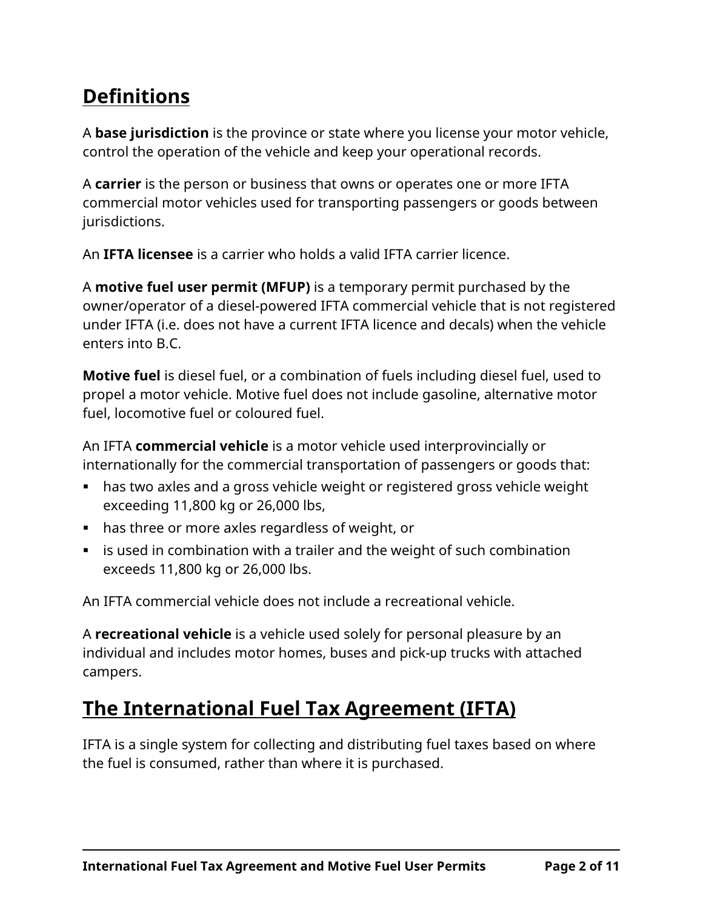## Definitions

A **base jurisdiction** is the province or state where you license your motor vehicle, control the operation of the vehicle and keep your operational records.

A **carrier** is the person or business that owns or operates one or more IFTA commercial motor vehicles used for transporting passengers or goods between jurisdictions.

An **IFTA licensee** is a carrier who holds a valid IFTA carrier licence.

A **motive fuel user permit (MFUP)** is a temporary permit purchased by the owner/operator of a diesel-powered IFTA commercial vehicle that is not registered under IFTA (i.e. does not have a current IFTA licence and decals) when the vehicle enters into B.C.

**Motive fuel** is diesel fuel, or a combination of fuels including diesel fuel, used to propel a motor vehicle. Motive fuel does not include gasoline, alternative motor fuel, locomotive fuel or coloured fuel.

An IFTA **commercial vehicle** is a motor vehicle used interprovincially or internationally for the commercial transportation of passengers or goods that:

- has two axles and a gross vehicle weight or registered gross vehicle weight exceeding 11,800 kg or 26,000 lbs,
- has three or more axles regardless of weight, or
- is used in combination with a trailer and the weight of such combination exceeds 11,800 kg or 26,000 lbs.

An IFTA commercial vehicle does not include a recreational vehicle.

A **recreational vehicle** is a vehicle used solely for personal pleasure by an individual and includes motor homes, buses and pick-up trucks with attached campers.

## The International Fuel Tax Agreement (IFTA)

IFTA is a single system for collecting and distributing fuel taxes based on where the fuel is consumed, rather than where it is purchased.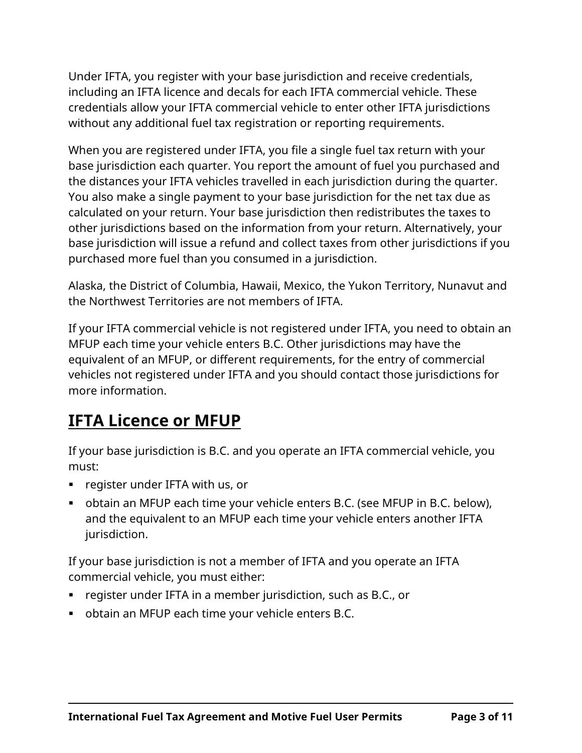Under IFTA, you register with your base jurisdiction and receive credentials, including an IFTA licence and decals for each IFTA commercial vehicle. These credentials allow your IFTA commercial vehicle to enter other IFTA jurisdictions without any additional fuel tax registration or reporting requirements.

When you are registered under IFTA, you file a single fuel tax return with your base jurisdiction each quarter. You report the amount of fuel you purchased and the distances your IFTA vehicles travelled in each jurisdiction during the quarter. You also make a single payment to your base jurisdiction for the net tax due as calculated on your return. Your base jurisdiction then redistributes the taxes to other jurisdictions based on the information from your return. Alternatively, your base jurisdiction will issue a refund and collect taxes from other jurisdictions if you purchased more fuel than you consumed in a jurisdiction.

Alaska, the District of Columbia, Hawaii, Mexico, the Yukon Territory, Nunavut and the Northwest Territories are not members of IFTA.

If your IFTA commercial vehicle is not registered under IFTA, you need to obtain an MFUP each time your vehicle enters B.C. Other jurisdictions may have the equivalent of an MFUP, or different requirements, for the entry of commercial vehicles not registered under IFTA and you should contact those jurisdictions for more information.

## IFTA Licence or MFUP

If your base jurisdiction is B.C. and you operate an IFTA commercial vehicle, you must:

- register under IFTA with us, or
- obtain an MFUP each time your vehicle enters B.C. (see MFUP in B.C. below), and the equivalent to an MFUP each time your vehicle enters another IFTA jurisdiction.

If your base jurisdiction is not a member of IFTA and you operate an IFTA commercial vehicle, you must either:

- register under IFTA in a member jurisdiction, such as B.C., or
- obtain an MFUP each time your vehicle enters B.C.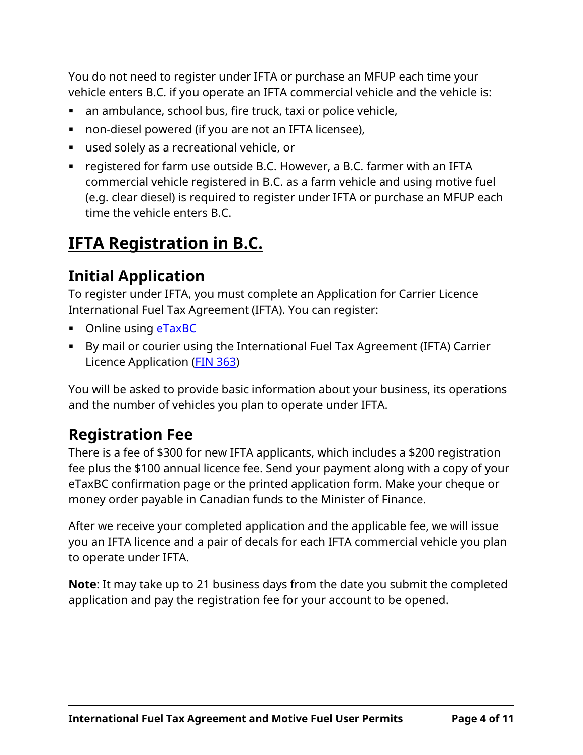You do not need to register under IFTA or purchase an MFUP each time your vehicle enters B.C. if you operate an IFTA commercial vehicle and the vehicle is:

- an ambulance, school bus, fire truck, taxi or police vehicle,
- non-diesel powered (if you are not an IFTA licensee),
- used solely as a recreational vehicle, or
- registered for farm use outside B.C. However, a B.C. farmer with an IFTA commercial vehicle registered in B.C. as a farm vehicle and using motive fuel (e.g. clear diesel) is required to register under IFTA or purchase an MFUP each time the vehicle enters B.C.

# IFTA Registration in B.C.

## Initial Application

To register under IFTA, you must complete an Application for Carrier Licence International Fuel Tax Agreement (IFTA). You can register:

- Online using eTaxBC
- By mail or courier using the International Fuel Tax Agreement (IFTA) Carrier Licence Application (FIN 363)

You will be asked to provide basic information about your business, its operations and the number of vehicles you plan to operate under IFTA.

## Registration Fee

There is a fee of $300 for new IFTA applicants, which includes a $200 registration fee plus the $100 annual licence fee. Send your payment along with a copy of your eTaxBC confirmation page or the printed application form. Make your cheque or money order payable in Canadian funds to the Minister of Finance.

After we receive your completed application and the applicable fee, we will issue you an IFTA licence and a pair of decals for each IFTA commercial vehicle you plan to operate under IFTA.

**Note**: It may take up to 21 business days from the date you submit the completed application and pay the registration fee for your account to be opened.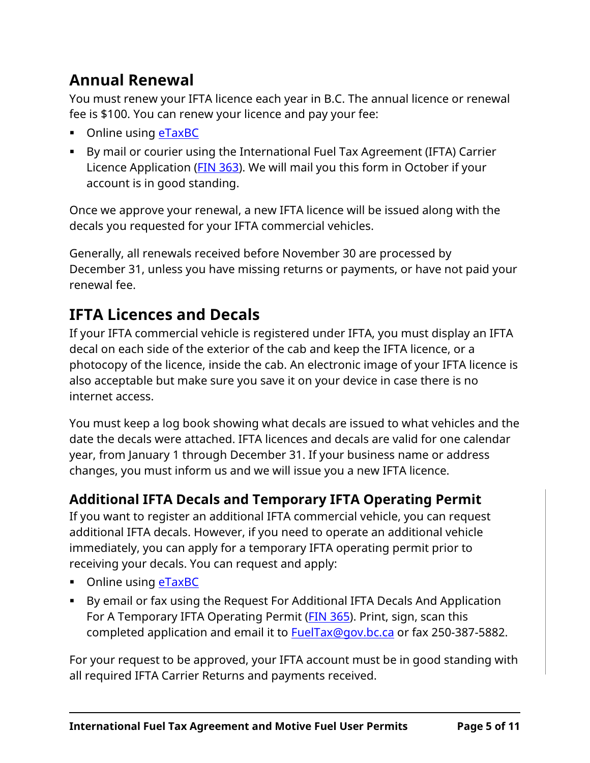## Annual Renewal

You must renew your IFTA licence each year in B.C. The annual licence or renewal fee is $100. You can renew your licence and pay your fee:

- Online using eTaxBC
- By mail or courier using the International Fuel Tax Agreement (IFTA) Carrier Licence Application (FIN 363). We will mail you this form in October if your account is in good standing.

Once we approve your renewal, a new IFTA licence will be issued along with the decals you requested for your IFTA commercial vehicles.

Generally, all renewals received before November 30 are processed by December 31, unless you have missing returns or payments, or have not paid your renewal fee.

## IFTA Licences and Decals

If your IFTA commercial vehicle is registered under IFTA, you must display an IFTA decal on each side of the exterior of the cab and keep the IFTA licence, or a photocopy of the licence, inside the cab. An electronic image of your IFTA licence is also acceptable but make sure you save it on your device in case there is no internet access.

You must keep a log book showing what decals are issued to what vehicles and the date the decals were attached. IFTA licences and decals are valid for one calendar year, from January 1 through December 31. If your business name or address changes, you must inform us and we will issue you a new IFTA licence.

### Additional IFTA Decals and Temporary IFTA Operating Permit

If you want to register an additional IFTA commercial vehicle, you can request additional IFTA decals. However, if you need to operate an additional vehicle immediately, you can apply for a temporary IFTA operating permit prior to receiving your decals. You can request and apply:

- Online using eTaxBC
- By email or fax using the Request For Additional IFTA Decals And Application For A Temporary IFTA Operating Permit (FIN 365). Print, sign, scan this completed application and email it to FuelTax@gov.bc.ca or fax 250-387-5882.

For your request to be approved, your IFTA account must be in good standing with all required IFTA Carrier Returns and payments received.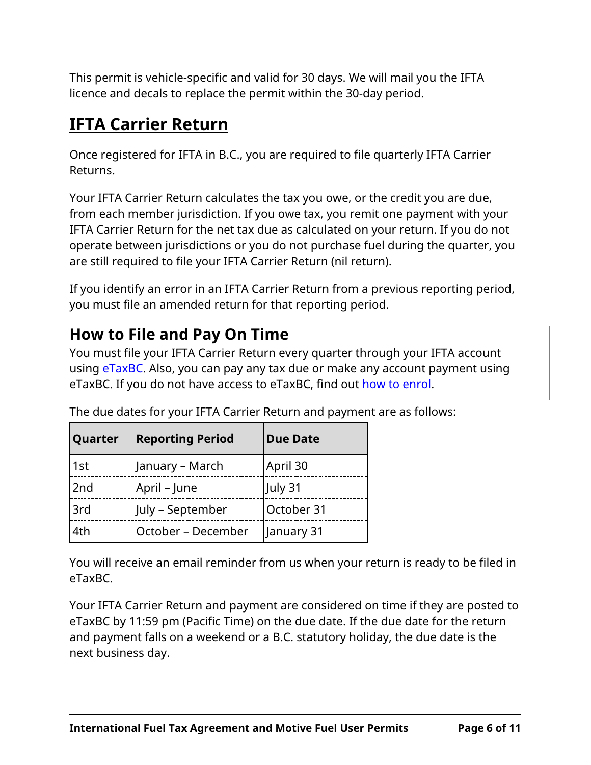This permit is vehicle-specific and valid for 30 days. We will mail you the IFTA licence and decals to replace the permit within the 30-day period.

## IFTA Carrier Return

Once registered for IFTA in B.C., you are required to file quarterly IFTA Carrier Returns.

Your IFTA Carrier Return calculates the tax you owe, or the credit you are due, from each member jurisdiction. If you owe tax, you remit one payment with your IFTA Carrier Return for the net tax due as calculated on your return. If you do not operate between jurisdictions or you do not purchase fuel during the quarter, you are still required to file your IFTA Carrier Return (nil return).

If you identify an error in an IFTA Carrier Return from a previous reporting period, you must file an amended return for that reporting period.

### How to File and Pay On Time

You must file your IFTA Carrier Return every quarter through your IFTA account using [eTaxBC](). Also, you can pay any tax due or make any account payment using eTaxBC. If you do not have access to eTaxBC, find out [how to enrol]().

The due dates for your IFTA Carrier Return and payment are as follows:

| Quarter | Reporting Period | Due Date |
|---|---|---|
| 1st | January – March | April 30 |
| 2nd | April – June | July 31 |
| 3rd | July – September | October 31 |
| 4th | October – December | January 31 |

You will receive an email reminder from us when your return is ready to be filed in eTaxBC.

Your IFTA Carrier Return and payment are considered on time if they are posted to eTaxBC by 11:59 pm (Pacific Time) on the due date. If the due date for the return and payment falls on a weekend or a B.C. statutory holiday, the due date is the next business day.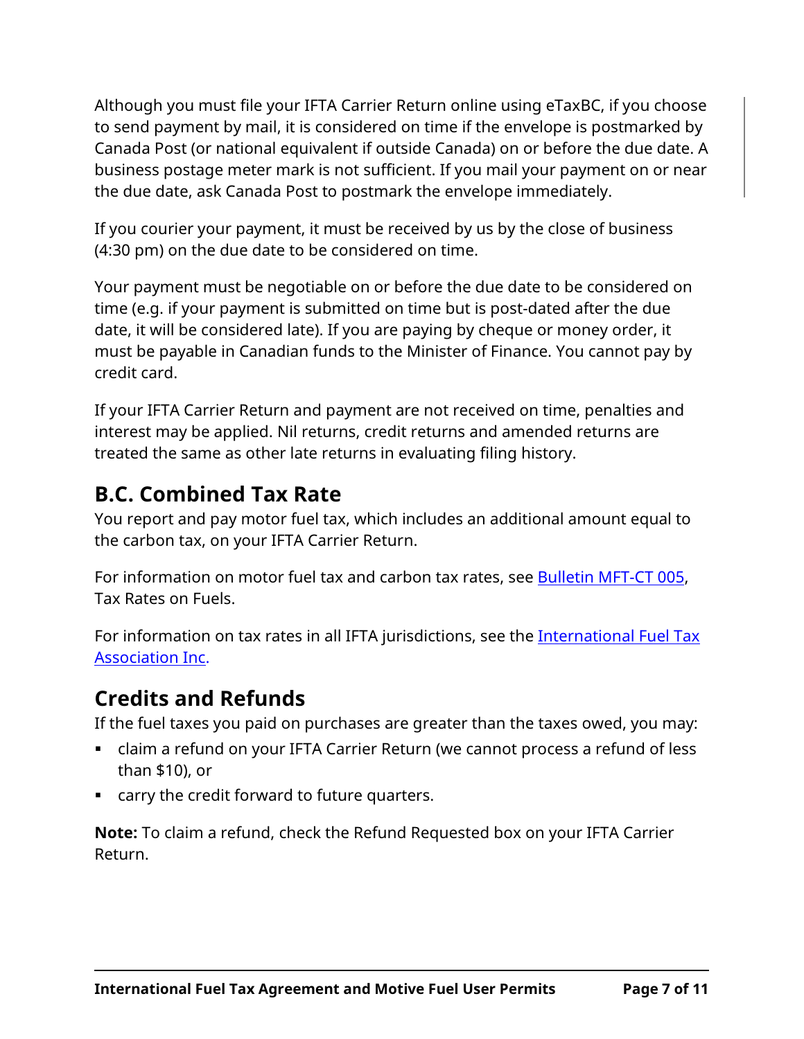Although you must file your IFTA Carrier Return online using eTaxBC, if you choose to send payment by mail, it is considered on time if the envelope is postmarked by Canada Post (or national equivalent if outside Canada) on or before the due date. A business postage meter mark is not sufficient. If you mail your payment on or near the due date, ask Canada Post to postmark the envelope immediately.

If you courier your payment, it must be received by us by the close of business (4:30 pm) on the due date to be considered on time.

Your payment must be negotiable on or before the due date to be considered on time (e.g. if your payment is submitted on time but is post-dated after the due date, it will be considered late). If you are paying by cheque or money order, it must be payable in Canadian funds to the Minister of Finance. You cannot pay by credit card.

If your IFTA Carrier Return and payment are not received on time, penalties and interest may be applied. Nil returns, credit returns and amended returns are treated the same as other late returns in evaluating filing history.

## B.C. Combined Tax Rate

You report and pay motor fuel tax, which includes an additional amount equal to the carbon tax, on your IFTA Carrier Return.

For information on motor fuel tax and carbon tax rates, see Bulletin MFT-CT 005, Tax Rates on Fuels.

For information on tax rates in all IFTA jurisdictions, see the International Fuel Tax Association Inc.

## Credits and Refunds

If the fuel taxes you paid on purchases are greater than the taxes owed, you may:

- claim a refund on your IFTA Carrier Return (we cannot process a refund of less than $10), or
- carry the credit forward to future quarters.

**Note:** To claim a refund, check the Refund Requested box on your IFTA Carrier Return.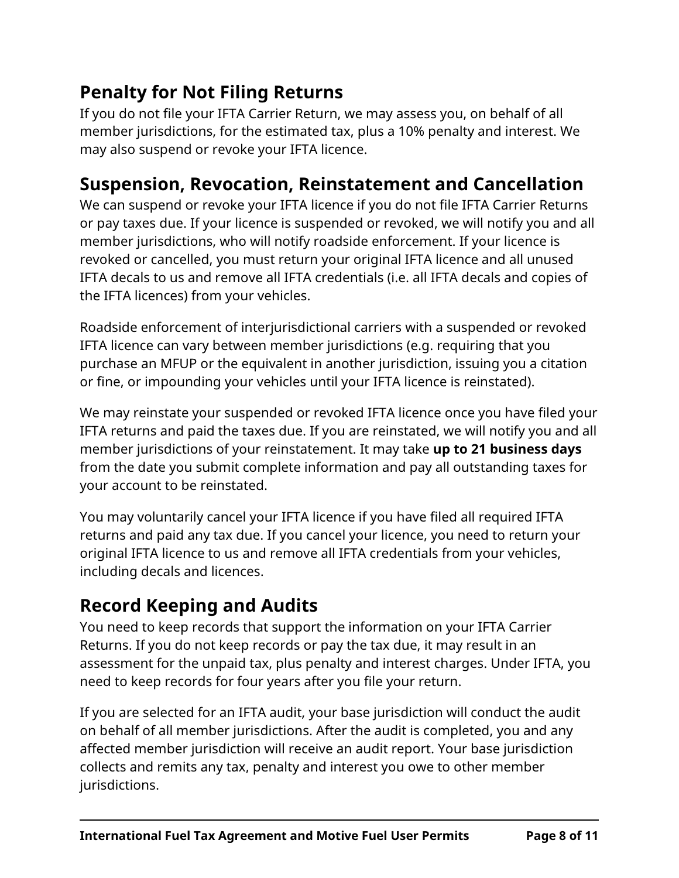## Penalty for Not Filing Returns

If you do not file your IFTA Carrier Return, we may assess you, on behalf of all member jurisdictions, for the estimated tax, plus a 10% penalty and interest. We may also suspend or revoke your IFTA licence.

## Suspension, Revocation, Reinstatement and Cancellation

We can suspend or revoke your IFTA licence if you do not file IFTA Carrier Returns or pay taxes due. If your licence is suspended or revoked, we will notify you and all member jurisdictions, who will notify roadside enforcement. If your licence is revoked or cancelled, you must return your original IFTA licence and all unused IFTA decals to us and remove all IFTA credentials (i.e. all IFTA decals and copies of the IFTA licences) from your vehicles.

Roadside enforcement of interjurisdictional carriers with a suspended or revoked IFTA licence can vary between member jurisdictions (e.g. requiring that you purchase an MFUP or the equivalent in another jurisdiction, issuing you a citation or fine, or impounding your vehicles until your IFTA licence is reinstated).

We may reinstate your suspended or revoked IFTA licence once you have filed your IFTA returns and paid the taxes due. If you are reinstated, we will notify you and all member jurisdictions of your reinstatement. It may take **up to 21 business days** from the date you submit complete information and pay all outstanding taxes for your account to be reinstated.

You may voluntarily cancel your IFTA licence if you have filed all required IFTA returns and paid any tax due. If you cancel your licence, you need to return your original IFTA licence to us and remove all IFTA credentials from your vehicles, including decals and licences.

## Record Keeping and Audits

You need to keep records that support the information on your IFTA Carrier Returns. If you do not keep records or pay the tax due, it may result in an assessment for the unpaid tax, plus penalty and interest charges. Under IFTA, you need to keep records for four years after you file your return.

If you are selected for an IFTA audit, your base jurisdiction will conduct the audit on behalf of all member jurisdictions. After the audit is completed, you and any affected member jurisdiction will receive an audit report. Your base jurisdiction collects and remits any tax, penalty and interest you owe to other member jurisdictions.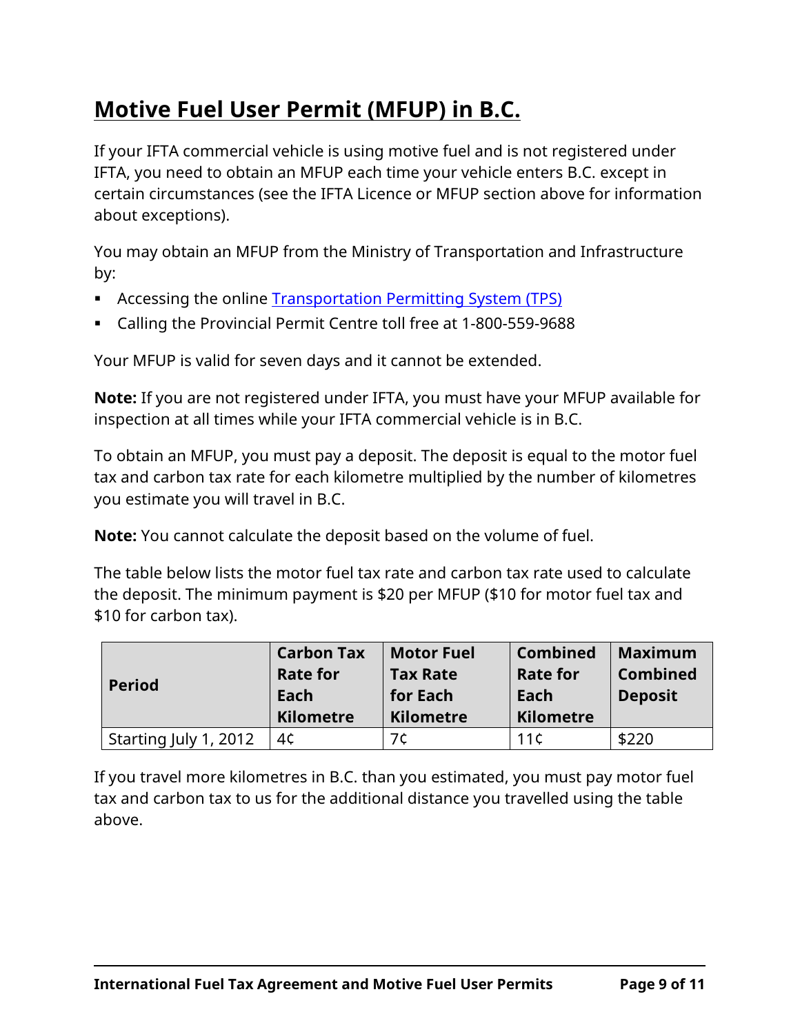## Motive Fuel User Permit (MFUP) in B.C.

If your IFTA commercial vehicle is using motive fuel and is not registered under IFTA, you need to obtain an MFUP each time your vehicle enters B.C. except in certain circumstances (see the IFTA Licence or MFUP section above for information about exceptions).

You may obtain an MFUP from the Ministry of Transportation and Infrastructure by:

- Accessing the online Transportation Permitting System (TPS)
- Calling the Provincial Permit Centre toll free at 1-800-559-9688

Your MFUP is valid for seven days and it cannot be extended.

**Note:** If you are not registered under IFTA, you must have your MFUP available for inspection at all times while your IFTA commercial vehicle is in B.C.

To obtain an MFUP, you must pay a deposit. The deposit is equal to the motor fuel tax and carbon tax rate for each kilometre multiplied by the number of kilometres you estimate you will travel in B.C.

**Note:** You cannot calculate the deposit based on the volume of fuel.

The table below lists the motor fuel tax rate and carbon tax rate used to calculate the deposit. The minimum payment is $20 per MFUP ($10 for motor fuel tax and $10 for carbon tax).

| Period | Carbon Tax Rate for Each Kilometre | Motor Fuel Tax Rate for Each Kilometre | Combined Rate for Each Kilometre | Maximum Combined Deposit |
|---|---|---|---|---|
| Starting July 1, 2012 | 4¢ | 7¢ | 11¢ | $220 |

If you travel more kilometres in B.C. than you estimated, you must pay motor fuel tax and carbon tax to us for the additional distance you travelled using the table above.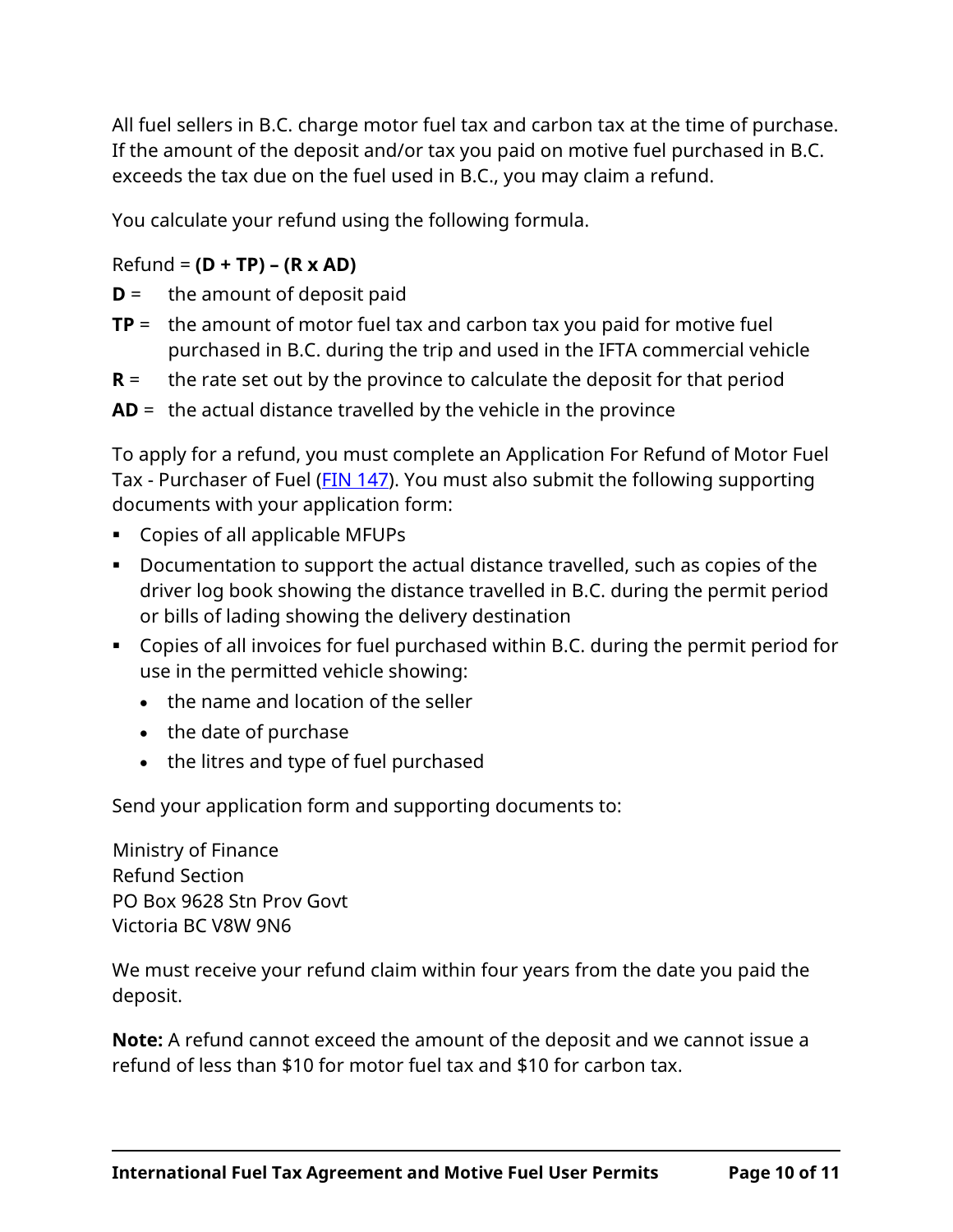All fuel sellers in B.C. charge motor fuel tax and carbon tax at the time of purchase. If the amount of the deposit and/or tax you paid on motive fuel purchased in B.C. exceeds the tax due on the fuel used in B.C., you may claim a refund.

You calculate your refund using the following formula.

Refund = **(D + TP) – (R x AD)**

- **D** = the amount of deposit paid
- **TP** = the amount of motor fuel tax and carbon tax you paid for motive fuel purchased in B.C. during the trip and used in the IFTA commercial vehicle
- **R** = the rate set out by the province to calculate the deposit for that period
- **AD** = the actual distance travelled by the vehicle in the province

To apply for a refund, you must complete an Application For Refund of Motor Fuel Tax - Purchaser of Fuel (FIN 147). You must also submit the following supporting documents with your application form:

- Copies of all applicable MFUPs
- Documentation to support the actual distance travelled, such as copies of the driver log book showing the distance travelled in B.C. during the permit period or bills of lading showing the delivery destination
- Copies of all invoices for fuel purchased within B.C. during the permit period for use in the permitted vehicle showing:
  - the name and location of the seller
  - the date of purchase
  - the litres and type of fuel purchased

Send your application form and supporting documents to:

Ministry of Finance  
Refund Section  
PO Box 9628 Stn Prov Govt  
Victoria BC V8W 9N6

We must receive your refund claim within four years from the date you paid the deposit.

**Note:** A refund cannot exceed the amount of the deposit and we cannot issue a refund of less than $10 for motor fuel tax and $10 for carbon tax.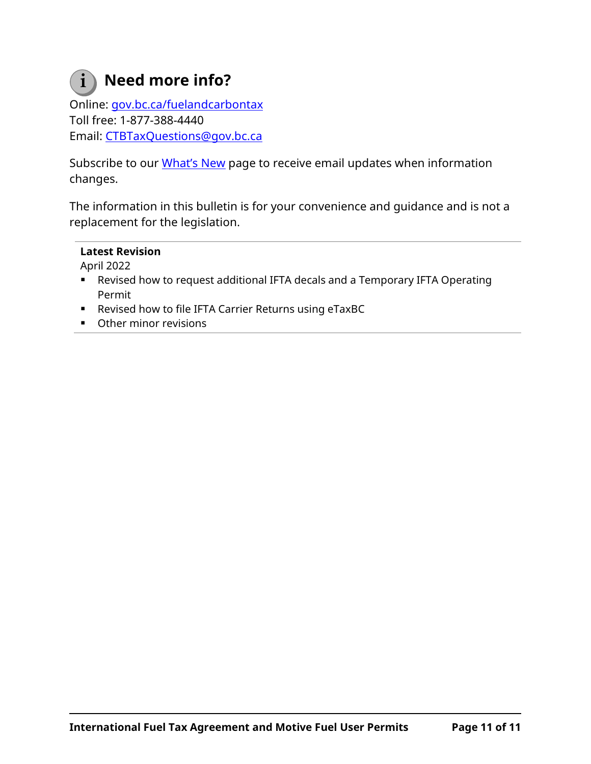## Need more info?

Online: [gov.bc.ca/fuelandcarbontax](gov.bc.ca/fuelandcarbontax)
Toll free: 1-877-388-4440
Email: [CTBTaxQuestions@gov.bc.ca](mailto:CTBTaxQuestions@gov.bc.ca)

Subscribe to our What's New page to receive email updates when information changes.

The information in this bulletin is for your convenience and guidance and is not a replacement for the legislation.

---

**Latest Revision**

April 2022

- Revised how to request additional IFTA decals and a Temporary IFTA Operating Permit
- Revised how to file IFTA Carrier Returns using eTaxBC
- Other minor revisions

---